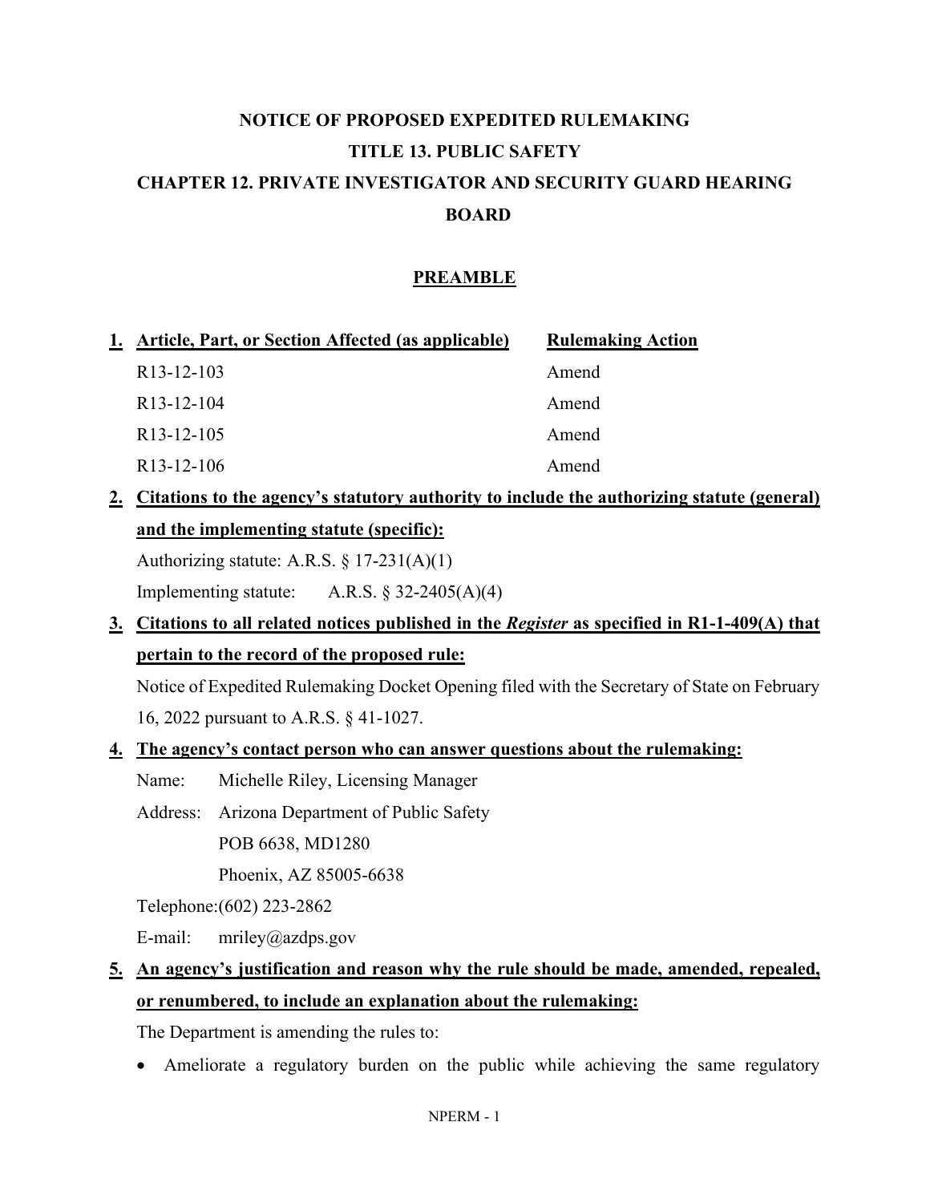# NOTICE OF PROPOSED EXPEDITED RULEMAKING

# TITLE 13. PUBLIC SAFETY

# CHAPTER 12. PRIVATE INVESTIGATOR AND SECURITY GUARD HEARING BOARD

## PREAMBLE

**1. Article, Part, or Section Affected (as applicable) — Rulemaking Action**

| Article, Part, or Section Affected (as applicable) | Rulemaking Action |
|---|---|
| R13-12-103 | Amend |
| R13-12-104 | Amend |
| R13-12-105 | Amend |
| R13-12-106 | Amend |

**2. Citations to the agency's statutory authority to include the authorizing statute (general) and the implementing statute (specific):**

Authorizing statute: A.R.S. § 17-231(A)(1)

Implementing statute: A.R.S. § 32-2405(A)(4)

**3. Citations to all related notices published in the *Register* as specified in R1-1-409(A) that pertain to the record of the proposed rule:**

Notice of Expedited Rulemaking Docket Opening filed with the Secretary of State on February 16, 2022 pursuant to A.R.S. § 41-1027.

**4. The agency's contact person who can answer questions about the rulemaking:**

Name: Michelle Riley, Licensing Manager

Address: Arizona Department of Public Safety
POB 6638, MD1280
Phoenix, AZ 85005-6638

Telephone: (602) 223-2862

E-mail: mriley@azdps.gov

**5. An agency's justification and reason why the rule should be made, amended, repealed, or renumbered, to include an explanation about the rulemaking:**

The Department is amending the rules to:

- Ameliorate a regulatory burden on the public while achieving the same regulatory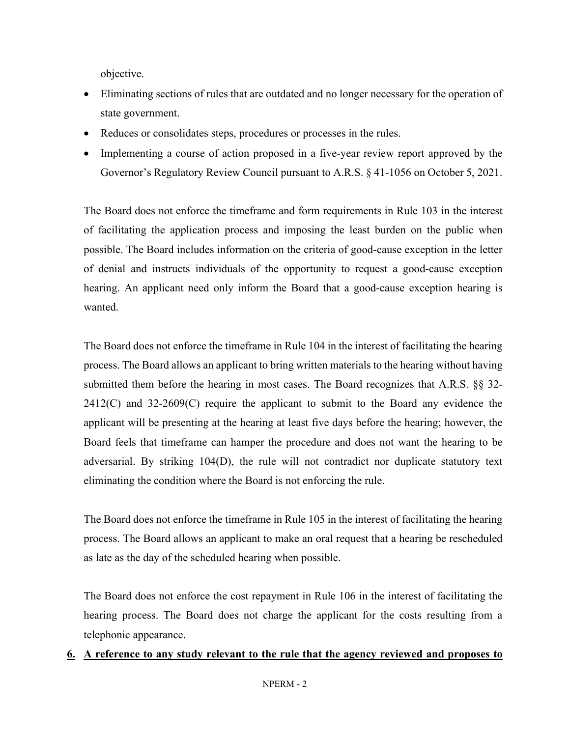objective.

- Eliminating sections of rules that are outdated and no longer necessary for the operation of state government.
- Reduces or consolidates steps, procedures or processes in the rules.
- Implementing a course of action proposed in a five-year review report approved by the Governor's Regulatory Review Council pursuant to A.R.S. § 41-1056 on October 5, 2021.

The Board does not enforce the timeframe and form requirements in Rule 103 in the interest of facilitating the application process and imposing the least burden on the public when possible. The Board includes information on the criteria of good-cause exception in the letter of denial and instructs individuals of the opportunity to request a good-cause exception hearing. An applicant need only inform the Board that a good-cause exception hearing is wanted.

The Board does not enforce the timeframe in Rule 104 in the interest of facilitating the hearing process. The Board allows an applicant to bring written materials to the hearing without having submitted them before the hearing in most cases. The Board recognizes that A.R.S. §§ 32-2412(C) and 32-2609(C) require the applicant to submit to the Board any evidence the applicant will be presenting at the hearing at least five days before the hearing; however, the Board feels that timeframe can hamper the procedure and does not want the hearing to be adversarial. By striking 104(D), the rule will not contradict nor duplicate statutory text eliminating the condition where the Board is not enforcing the rule.

The Board does not enforce the timeframe in Rule 105 in the interest of facilitating the hearing process. The Board allows an applicant to make an oral request that a hearing be rescheduled as late as the day of the scheduled hearing when possible.

The Board does not enforce the cost repayment in Rule 106 in the interest of facilitating the hearing process. The Board does not charge the applicant for the costs resulting from a telephonic appearance.

**6. A reference to any study relevant to the rule that the agency reviewed and proposes to**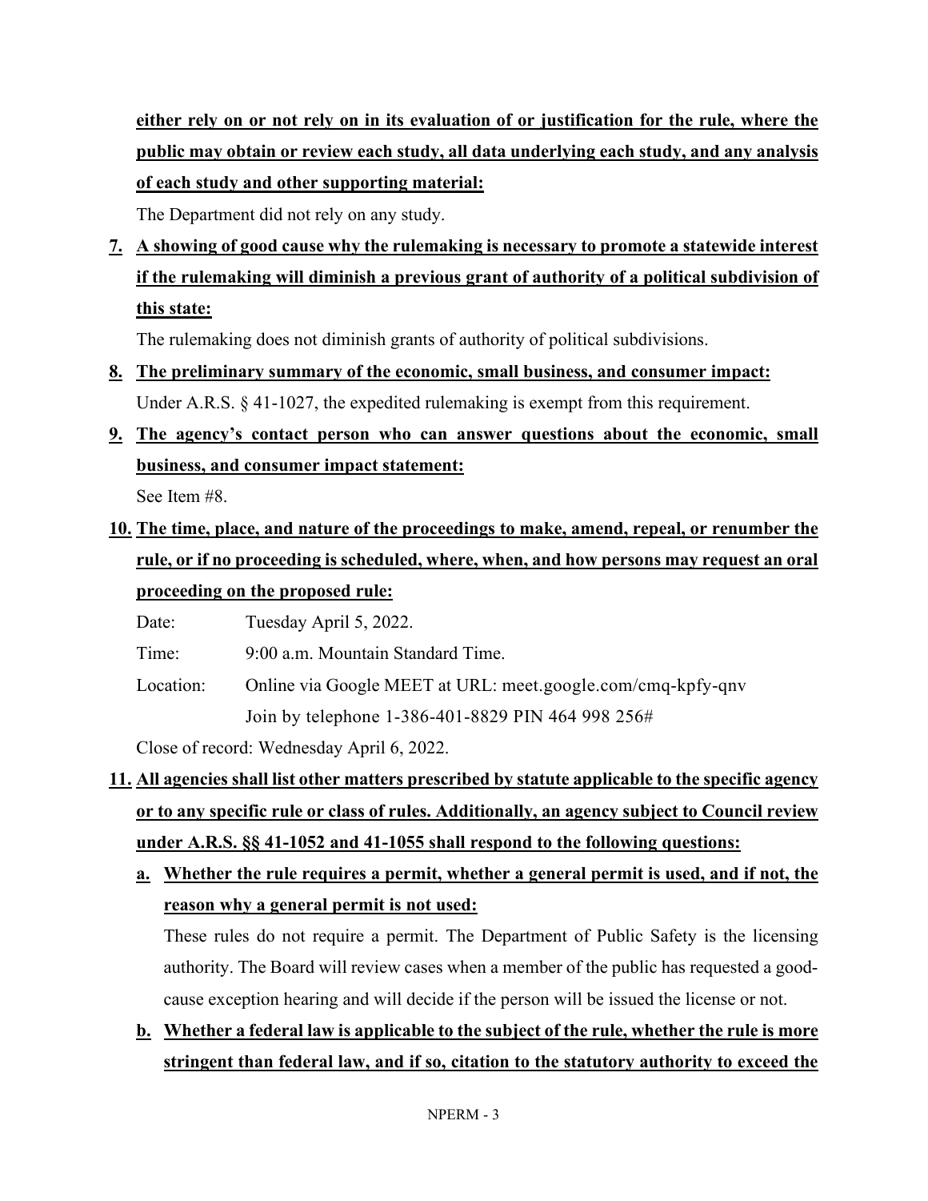**<u>either rely on or not rely on in its evaluation of or justification for the rule, where the public may obtain or review each study, all data underlying each study, and any analysis of each study and other supporting material:</u>**

The Department did not rely on any study.

**<u>7.</u> <u>A showing of good cause why the rulemaking is necessary to promote a statewide interest if the rulemaking will diminish a previous grant of authority of a political subdivision of this state:</u>**

The rulemaking does not diminish grants of authority of political subdivisions.

**<u>8.</u> <u>The preliminary summary of the economic, small business, and consumer impact:</u>**

Under A.R.S. § 41-1027, the expedited rulemaking is exempt from this requirement.

**<u>9.</u> <u>The agency's contact person who can answer questions about the economic, small business, and consumer impact statement:</u>**

See Item #8.

**<u>10.</u> <u>The time, place, and nature of the proceedings to make, amend, repeal, or renumber the rule, or if no proceeding is scheduled, where, when, and how persons may request an oral proceeding on the proposed rule:</u>**

Date: Tuesday April 5, 2022.

Time: 9:00 a.m. Mountain Standard Time.

Location: Online via Google MEET at URL: meet.google.com/cmq-kpfy-qnv

Join by telephone 1-386-401-8829 PIN 464 998 256#

Close of record: Wednesday April 6, 2022.

**<u>11.</u> <u>All agencies shall list other matters prescribed by statute applicable to the specific agency or to any specific rule or class of rules. Additionally, an agency subject to Council review under A.R.S. §§ 41-1052 and 41-1055 shall respond to the following questions:</u>**

**<u>a.</u> <u>Whether the rule requires a permit, whether a general permit is used, and if not, the reason why a general permit is not used:</u>**

These rules do not require a permit. The Department of Public Safety is the licensing authority. The Board will review cases when a member of the public has requested a good-cause exception hearing and will decide if the person will be issued the license or not.

**<u>b.</u> <u>Whether a federal law is applicable to the subject of the rule, whether the rule is more stringent than federal law, and if so, citation to the statutory authority to exceed the</u>**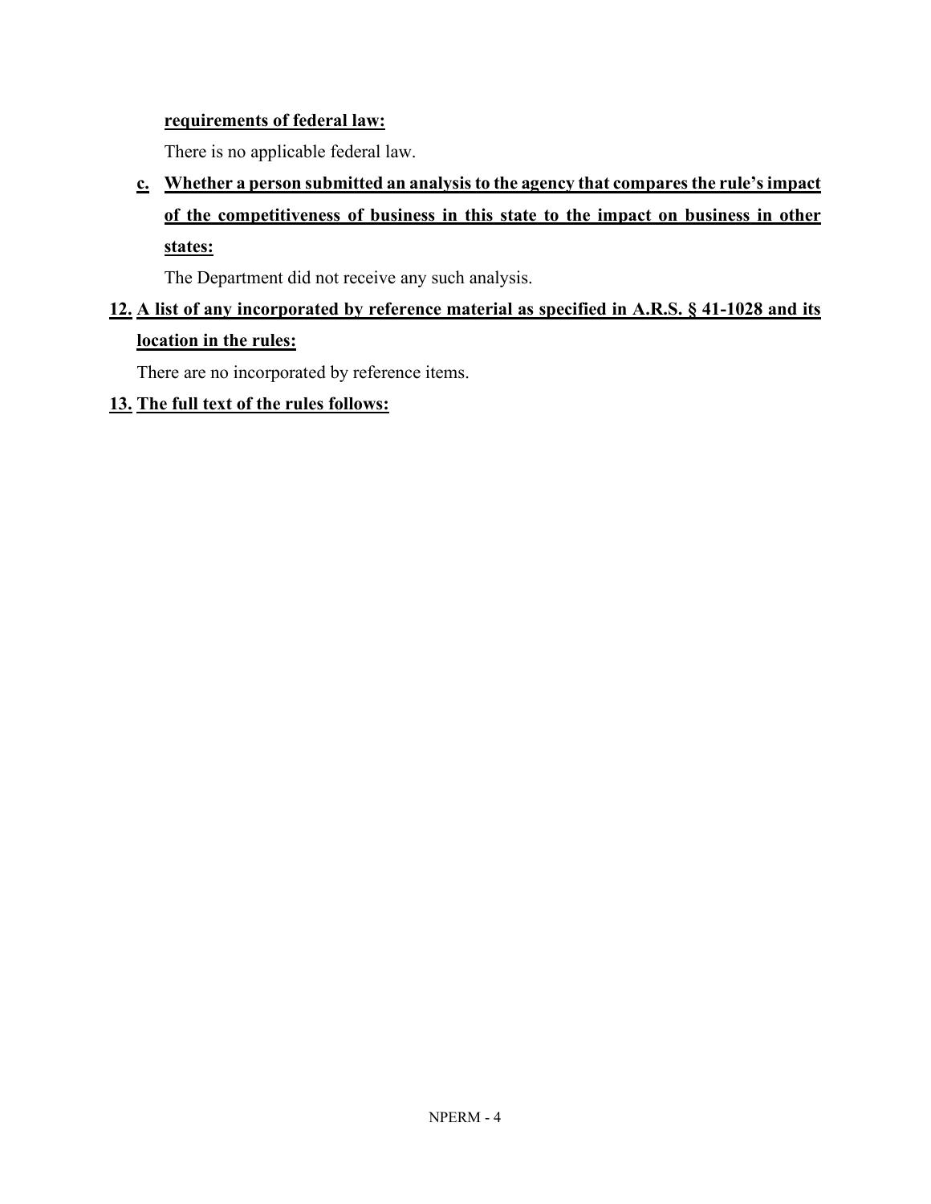**requirements of federal law:**

There is no applicable federal law.

**c. Whether a person submitted an analysis to the agency that compares the rule's impact of the competitiveness of business in this state to the impact on business in other states:**

The Department did not receive any such analysis.

**12. A list of any incorporated by reference material as specified in A.R.S. § 41-1028 and its location in the rules:**

There are no incorporated by reference items.

**13. The full text of the rules follows:**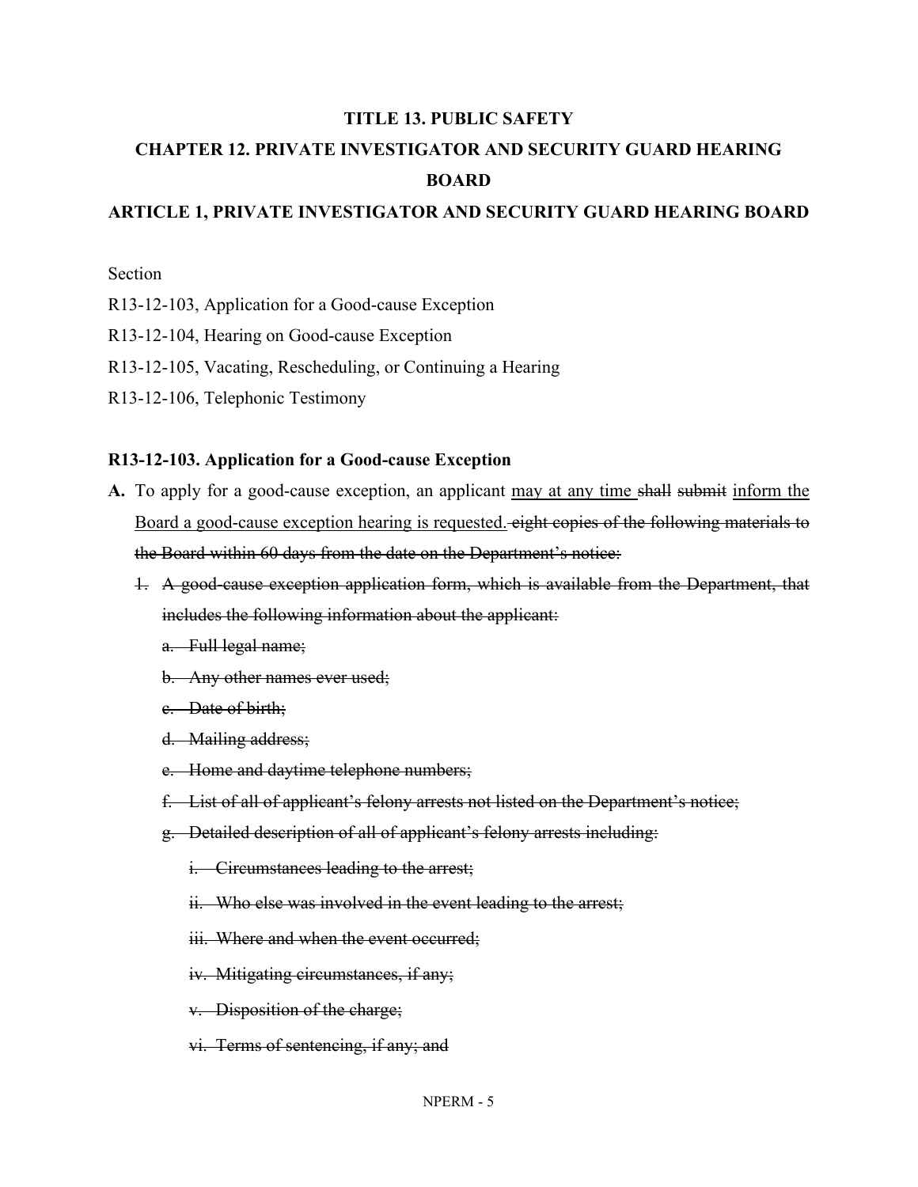**TITLE 13. PUBLIC SAFETY**

**CHAPTER 12. PRIVATE INVESTIGATOR AND SECURITY GUARD HEARING BOARD**

**ARTICLE 1, PRIVATE INVESTIGATOR AND SECURITY GUARD HEARING BOARD**

Section

R13-12-103, Application for a Good-cause Exception

R13-12-104, Hearing on Good-cause Exception

R13-12-105, Vacating, Rescheduling, or Continuing a Hearing

R13-12-106, Telephonic Testimony

**R13-12-103. Application for a Good-cause Exception**

**A.** To apply for a good-cause exception, an applicant <u>may at any time</u> ~~shall~~ ~~submit~~ <u>inform the Board a good-cause exception hearing is requested.</u> ~~eight copies of the following materials to the Board within 60 days from the date on the Department's notice:~~

1. ~~A good-cause exception application form, which is available from the Department, that includes the following information about the applicant:~~
   a. ~~Full legal name;~~
   b. ~~Any other names ever used;~~
   c. ~~Date of birth;~~
   d. ~~Mailing address;~~
   e. ~~Home and daytime telephone numbers;~~
   f. ~~List of all of applicant's felony arrests not listed on the Department's notice;~~
   g. ~~Detailed description of all of applicant's felony arrests including:~~
      i. ~~Circumstances leading to the arrest;~~
      ii. ~~Who else was involved in the event leading to the arrest;~~
      iii. ~~Where and when the event occurred;~~
      iv. ~~Mitigating circumstances, if any;~~
      v. ~~Disposition of the charge;~~
      vi. ~~Terms of sentencing, if any; and~~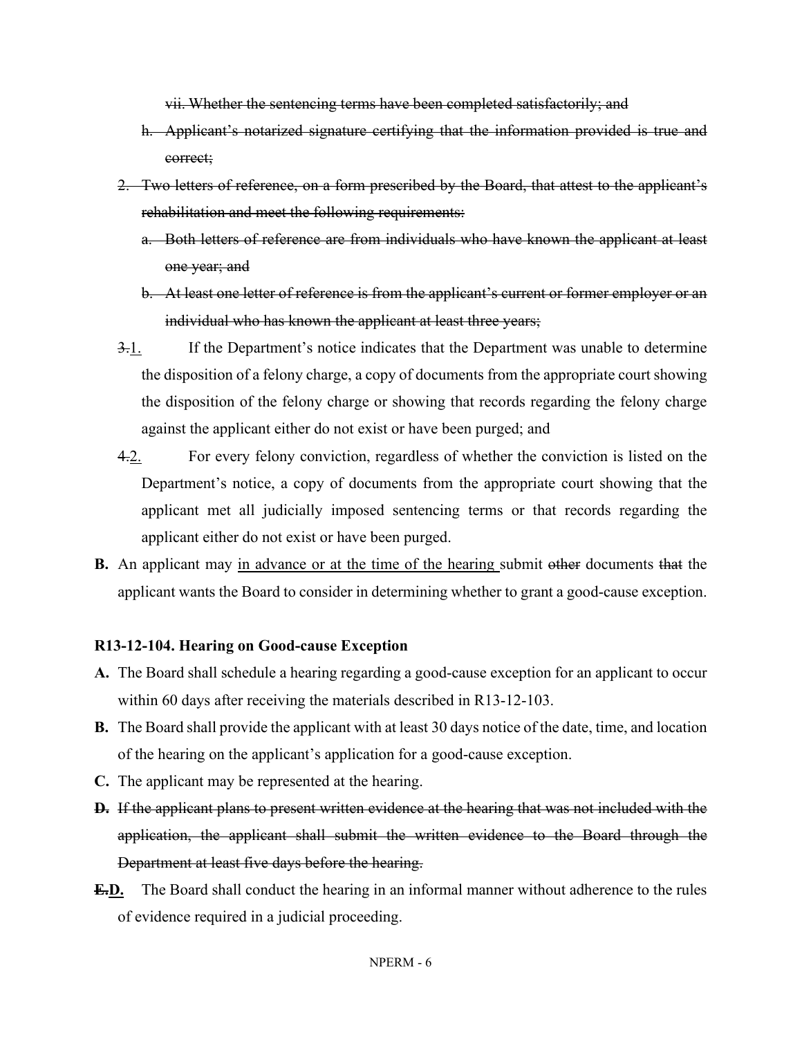~~vii. Whether the sentencing terms have been completed satisfactorily; and~~

~~h. Applicant's notarized signature certifying that the information provided is true and correct;~~

~~2. Two letters of reference, on a form prescribed by the Board, that attest to the applicant's rehabilitation and meet the following requirements:~~

~~a. Both letters of reference are from individuals who have known the applicant at least one year; and~~

~~b. At least one letter of reference is from the applicant's current or former employer or an individual who has known the applicant at least three years;~~

~~3.~~1. If the Department's notice indicates that the Department was unable to determine the disposition of a felony charge, a copy of documents from the appropriate court showing the disposition of the felony charge or showing that records regarding the felony charge against the applicant either do not exist or have been purged; and

~~4.~~2. For every felony conviction, regardless of whether the conviction is listed on the Department's notice, a copy of documents from the appropriate court showing that the applicant met all judicially imposed sentencing terms or that records regarding the applicant either do not exist or have been purged.

**B.** An applicant may in advance or at the time of the hearing submit ~~other~~ documents ~~that~~ the applicant wants the Board to consider in determining whether to grant a good-cause exception.

**R13-12-104. Hearing on Good-cause Exception**

**A.** The Board shall schedule a hearing regarding a good-cause exception for an applicant to occur within 60 days after receiving the materials described in R13-12-103.

**B.** The Board shall provide the applicant with at least 30 days notice of the date, time, and location of the hearing on the applicant's application for a good-cause exception.

**C.** The applicant may be represented at the hearing.

~~**D.** If the applicant plans to present written evidence at the hearing that was not included with the application, the applicant shall submit the written evidence to the Board through the Department at least five days before the hearing.~~

~~**E.**~~**D.** The Board shall conduct the hearing in an informal manner without adherence to the rules of evidence required in a judicial proceeding.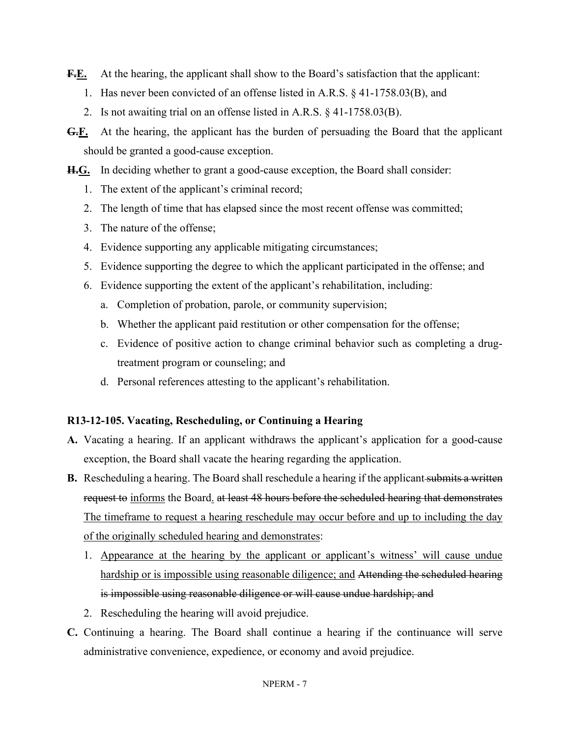~~F.~~**E.** At the hearing, the applicant shall show to the Board's satisfaction that the applicant:

1. Has never been convicted of an offense listed in A.R.S. § 41-1758.03(B), and
2. Is not awaiting trial on an offense listed in A.R.S. § 41-1758.03(B).

~~G.~~**F.** At the hearing, the applicant has the burden of persuading the Board that the applicant should be granted a good-cause exception.

~~H.~~**G.** In deciding whether to grant a good-cause exception, the Board shall consider:

1. The extent of the applicant's criminal record;
2. The length of time that has elapsed since the most recent offense was committed;
3. The nature of the offense;
4. Evidence supporting any applicable mitigating circumstances;
5. Evidence supporting the degree to which the applicant participated in the offense; and
6. Evidence supporting the extent of the applicant's rehabilitation, including:
   a. Completion of probation, parole, or community supervision;
   b. Whether the applicant paid restitution or other compensation for the offense;
   c. Evidence of positive action to change criminal behavior such as completing a drug-treatment program or counseling; and
   d. Personal references attesting to the applicant's rehabilitation.

**R13-12-105. Vacating, Rescheduling, or Continuing a Hearing**

**A.** Vacating a hearing. If an applicant withdraws the applicant's application for a good-cause exception, the Board shall vacate the hearing regarding the application.

**B.** Rescheduling a hearing. The Board shall reschedule a hearing if the applicant ~~submits a written request to~~ informs the Board. ~~at least 48 hours before the scheduled hearing that demonstrates~~ The timeframe to request a hearing reschedule may occur before and up to including the day of the originally scheduled hearing and demonstrates:

1. Appearance at the hearing by the applicant or applicant's witness' will cause undue hardship or is impossible using reasonable diligence; and ~~Attending the scheduled hearing is impossible using reasonable diligence or will cause undue hardship; and~~
2. Rescheduling the hearing will avoid prejudice.

**C.** Continuing a hearing. The Board shall continue a hearing if the continuance will serve administrative convenience, expedience, or economy and avoid prejudice.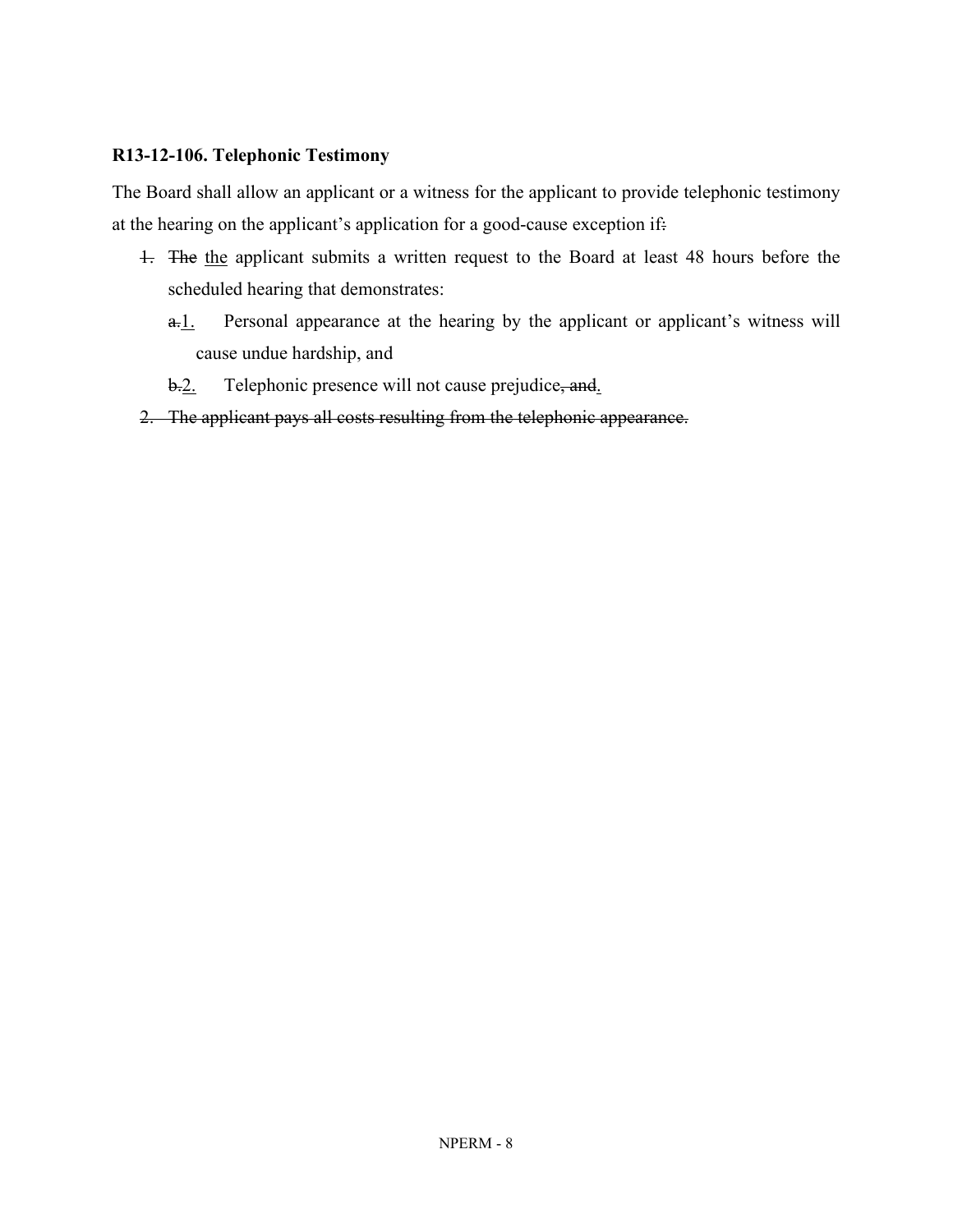**R13-12-106. Telephonic Testimony**

The Board shall allow an applicant or a witness for the applicant to provide telephonic testimony at the hearing on the applicant's application for a good-cause exception if~~:~~

~~1.~~ ~~The~~ <u>the</u> applicant submits a written request to the Board at least 48 hours before the scheduled hearing that demonstrates:

~~a.~~<u>1.</u> Personal appearance at the hearing by the applicant or applicant's witness will cause undue hardship, and

~~b.~~<u>2.</u> Telephonic presence will not cause prejudice~~, and~~<u>.</u>

~~2. The applicant pays all costs resulting from the telephonic appearance.~~